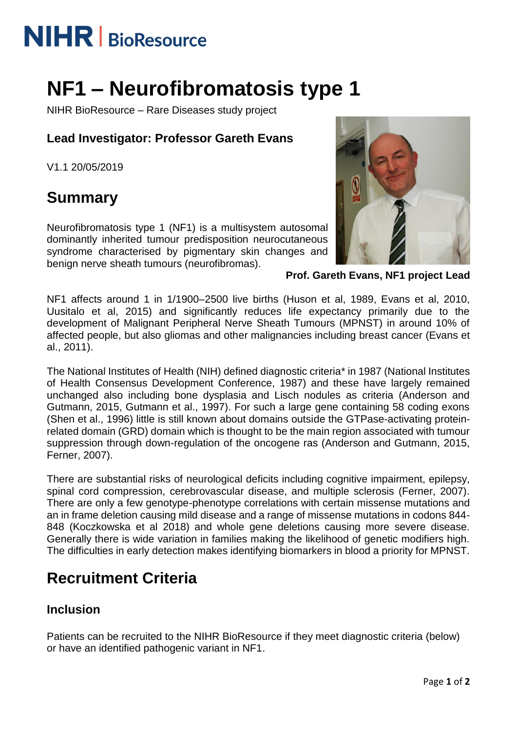NIHR | BioResource

# NF1 – Neurofibromatosis type 1

NIHR BioResource – Rare Diseases study project

### Lead Investigator: Professor Gareth Evans

V1.1 20/05/2019

## Summary

Neurofibromatosis type 1 (NF1) is a multisystem autosomal dominantly inherited tumour predisposition neurocutaneous syndrome characterised by pigmentary skin changes and benign nerve sheath tumours (neurofibromas).

**Prof. Gareth Evans, NF1 project Lead**

NF1 affects around 1 in 1/1900–2500 live births (Huson et al, 1989, Evans et al, 2010, Uusitalo et al, 2015) and significantly reduces life expectancy primarily due to the development of Malignant Peripheral Nerve Sheath Tumours (MPNST) in around 10% of affected people, but also gliomas and other malignancies including breast cancer (Evans et al., 2011).

The National Institutes of Health (NIH) defined diagnostic criteria* in 1987 (National Institutes of Health Consensus Development Conference, 1987) and these have largely remained unchanged also including bone dysplasia and Lisch nodules as criteria (Anderson and Gutmann, 2015, Gutmann et al., 1997). For such a large gene containing 58 coding exons (Shen et al., 1996) little is still known about domains outside the GTPase-activating protein-related domain (GRD) domain which is thought to be the main region associated with tumour suppression through down-regulation of the oncogene ras (Anderson and Gutmann, 2015, Ferner, 2007).

There are substantial risks of neurological deficits including cognitive impairment, epilepsy, spinal cord compression, cerebrovascular disease, and multiple sclerosis (Ferner, 2007). There are only a few genotype-phenotype correlations with certain missense mutations and an in frame deletion causing mild disease and a range of missense mutations in codons 844-848 (Koczkowska et al 2018) and whole gene deletions causing more severe disease. Generally there is wide variation in families making the likelihood of genetic modifiers high. The difficulties in early detection makes identifying biomarkers in blood a priority for MPNST.

## Recruitment Criteria

### Inclusion

Patients can be recruited to the NIHR BioResource if they meet diagnostic criteria (below) or have an identified pathogenic variant in NF1.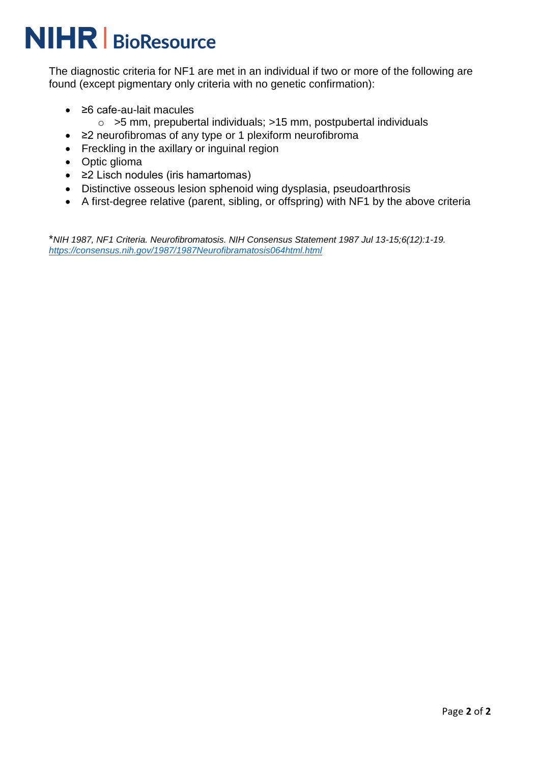The diagnostic criteria for NF1 are met in an individual if two or more of the following are found (except pigmentary only criteria with no genetic confirmation):

- ≥6 cafe-au-lait macules
  - >5 mm, prepubertal individuals; >15 mm, postpubertal individuals
- ≥2 neurofibromas of any type or 1 plexiform neurofibroma
- Freckling in the axillary or inguinal region
- Optic glioma
- ≥2 Lisch nodules (iris hamartomas)
- Distinctive osseous lesion sphenoid wing dysplasia, pseudoarthrosis
- A first-degree relative (parent, sibling, or offspring) with NF1 by the above criteria

*\*NIH 1987, NF1 Criteria. Neurofibromatosis. NIH Consensus Statement 1987 Jul 13-15;6(12):1-19.* [https://consensus.nih.gov/1987/1987Neurofibramatosis064html.html](https://consensus.nih.gov/1987/1987Neurofibramatosis064html.html)